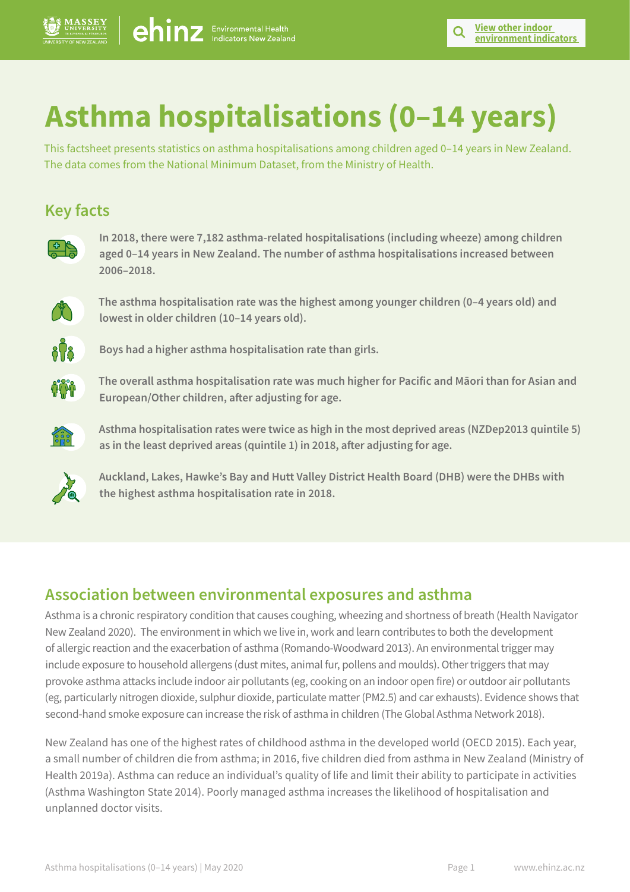# Asthma hospitalisations (0–14 years)

This factsheet presents statistics on asthma hospitalisations among children aged 0–14 years in New Zealand. The data comes from the National Minimum Dataset, from the Ministry of Health.

## Key facts

**In 2018, there were 7,182 asthma-related hospitalisations (including wheeze) among children aged 0–14 years in New Zealand. The number of asthma hospitalisations increased between 2006–2018.**

**The asthma hospitalisation rate was the highest among younger children (0–4 years old) and lowest in older children (10–14 years old).**

**Boys had a higher asthma hospitalisation rate than girls.**

**The overall asthma hospitalisation rate was much higher for Pacific and Māori than for Asian and European/Other children, after adjusting for age.**

**Asthma hospitalisation rates were twice as high in the most deprived areas (NZDep2013 quintile 5) as in the least deprived areas (quintile 1) in 2018, after adjusting for age.**

**Auckland, Lakes, Hawke's Bay and Hutt Valley District Health Board (DHB) were the DHBs with the highest asthma hospitalisation rate in 2018.**

## Association between environmental exposures and asthma

Asthma is a chronic respiratory condition that causes coughing, wheezing and shortness of breath (Health Navigator New Zealand 2020). The environment in which we live in, work and learn contributes to both the development of allergic reaction and the exacerbation of asthma (Romando-Woodward 2013). An environmental trigger may include exposure to household allergens (dust mites, animal fur, pollens and moulds). Other triggers that may provoke asthma attacks include indoor air pollutants (eg, cooking on an indoor open fire) or outdoor air pollutants (eg, particularly nitrogen dioxide, sulphur dioxide, particulate matter (PM2.5) and car exhausts). Evidence shows that second-hand smoke exposure can increase the risk of asthma in children (The Global Asthma Network 2018).

New Zealand has one of the highest rates of childhood asthma in the developed world (OECD 2015). Each year, a small number of children die from asthma; in 2016, five children died from asthma in New Zealand (Ministry of Health 2019a). Asthma can reduce an individual's quality of life and limit their ability to participate in activities (Asthma Washington State 2014). Poorly managed asthma increases the likelihood of hospitalisation and unplanned doctor visits.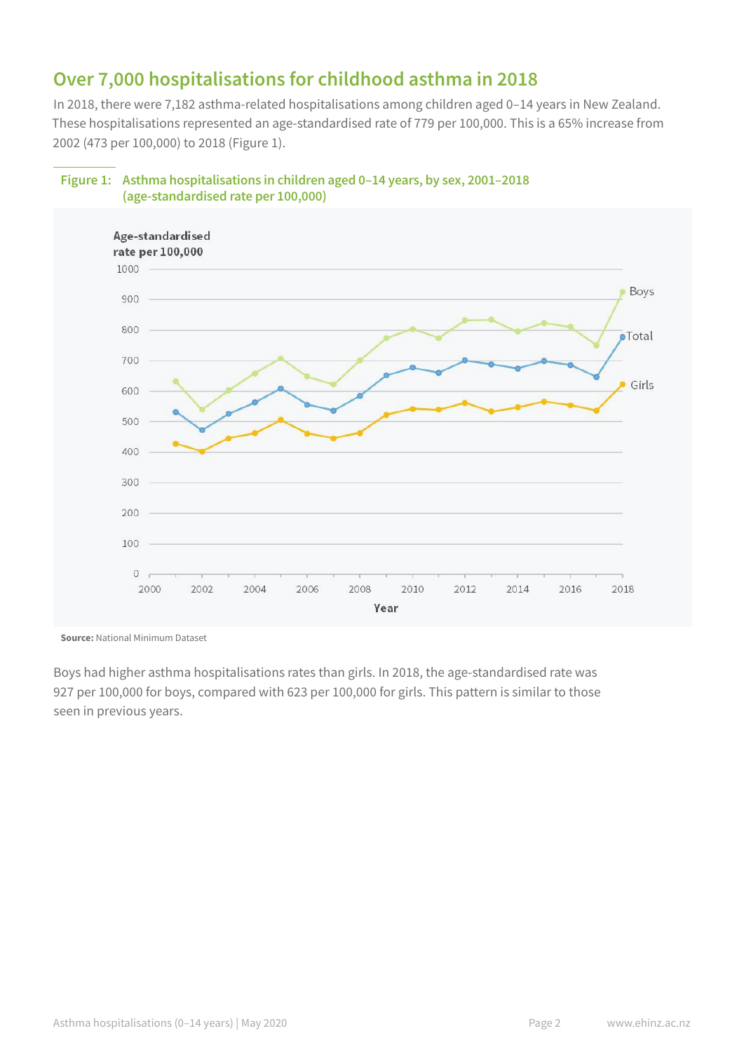## Over 7,000 hospitalisations for childhood asthma in 2018

In 2018, there were 7,182 asthma-related hospitalisations among children aged 0–14 years in New Zealand. These hospitalisations represented an age-standardised rate of 779 per 100,000. This is a 65% increase from 2002 (473 per 100,000) to 2018 (Figure 1).

**Figure 1: Asthma hospitalisations in children aged 0–14 years, by sex, 2001–2018 (age-standardised rate per 100,000)**

**Source:** National Minimum Dataset

Boys had higher asthma hospitalisations rates than girls. In 2018, the age-standardised rate was 927 per 100,000 for boys, compared with 623 per 100,000 for girls. This pattern is similar to those seen in previous years.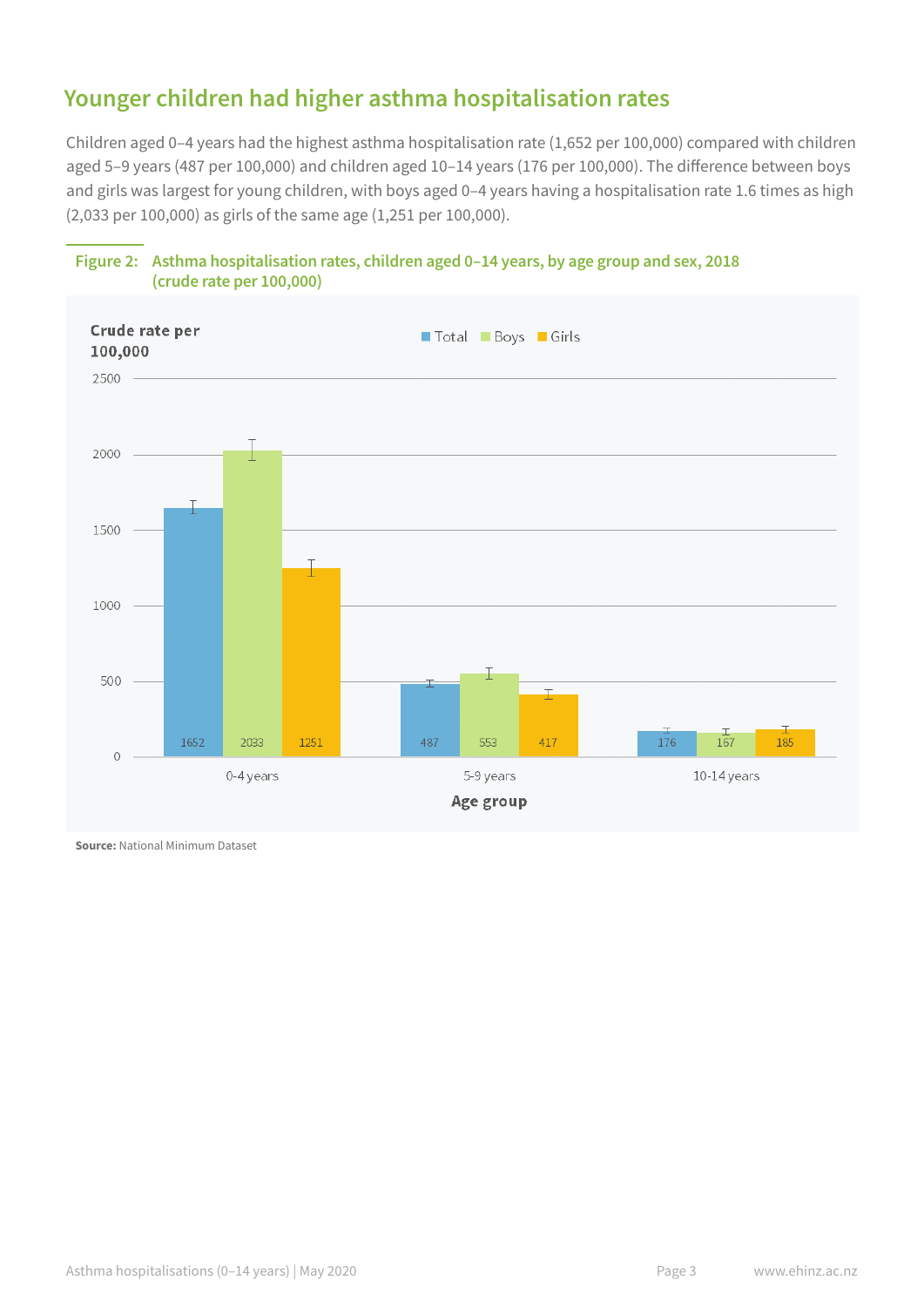## Younger children had higher asthma hospitalisation rates

Children aged 0–4 years had the highest asthma hospitalisation rate (1,652 per 100,000) compared with children aged 5–9 years (487 per 100,000) and children aged 10–14 years (176 per 100,000). The difference between boys and girls was largest for young children, with boys aged 0–4 years having a hospitalisation rate 1.6 times as high (2,033 per 100,000) as girls of the same age (1,251 per 100,000).

**Figure 2: Asthma hospitalisation rates, children aged 0–14 years, by age group and sex, 2018 (crude rate per 100,000)**

| Age group | Total | Boys | Girls |
|---|---|---|---|
| 0-4 years | 1652 | 2033 | 1251 |
| 5-9 years | 487 | 553 | 417 |
| 10-14 years | 176 | 167 | 185 |

**Source:** National Minimum Dataset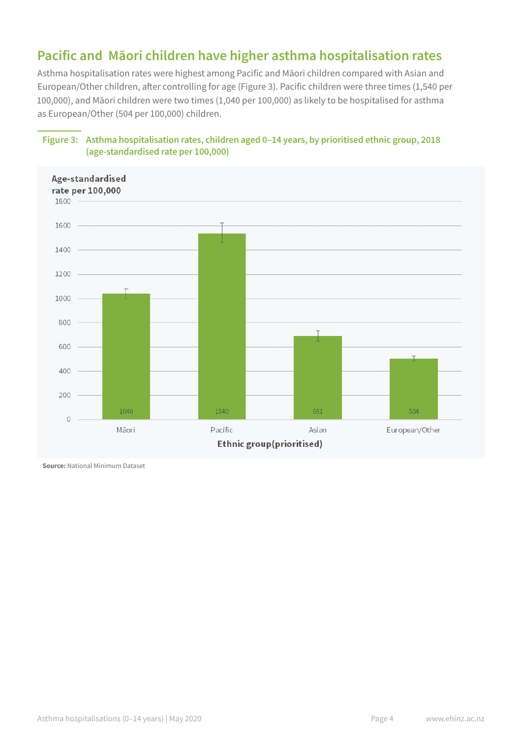## Pacific and Māori children have higher asthma hospitalisation rates

Asthma hospitalisation rates were highest among Pacific and Māori children compared with Asian and European/Other children, after controlling for age (Figure 3). Pacific children were three times (1,540 per 100,000), and Māori children were two times (1,040 per 100,000) as likely to be hospitalised for asthma as European/Other (504 per 100,000) children.

**Figure 3: Asthma hospitalisation rates, children aged 0–14 years, by prioritised ethnic group, 2018 (age-standardised rate per 100,000)**

| Ethnic group (prioritised) | Age-standardised rate per 100,000 |
|---|---|
| Māori | 1040 |
| Pacific | 1540 |
| Asian | 691 |
| European/Other | 504 |

**Source:** National Minimum Dataset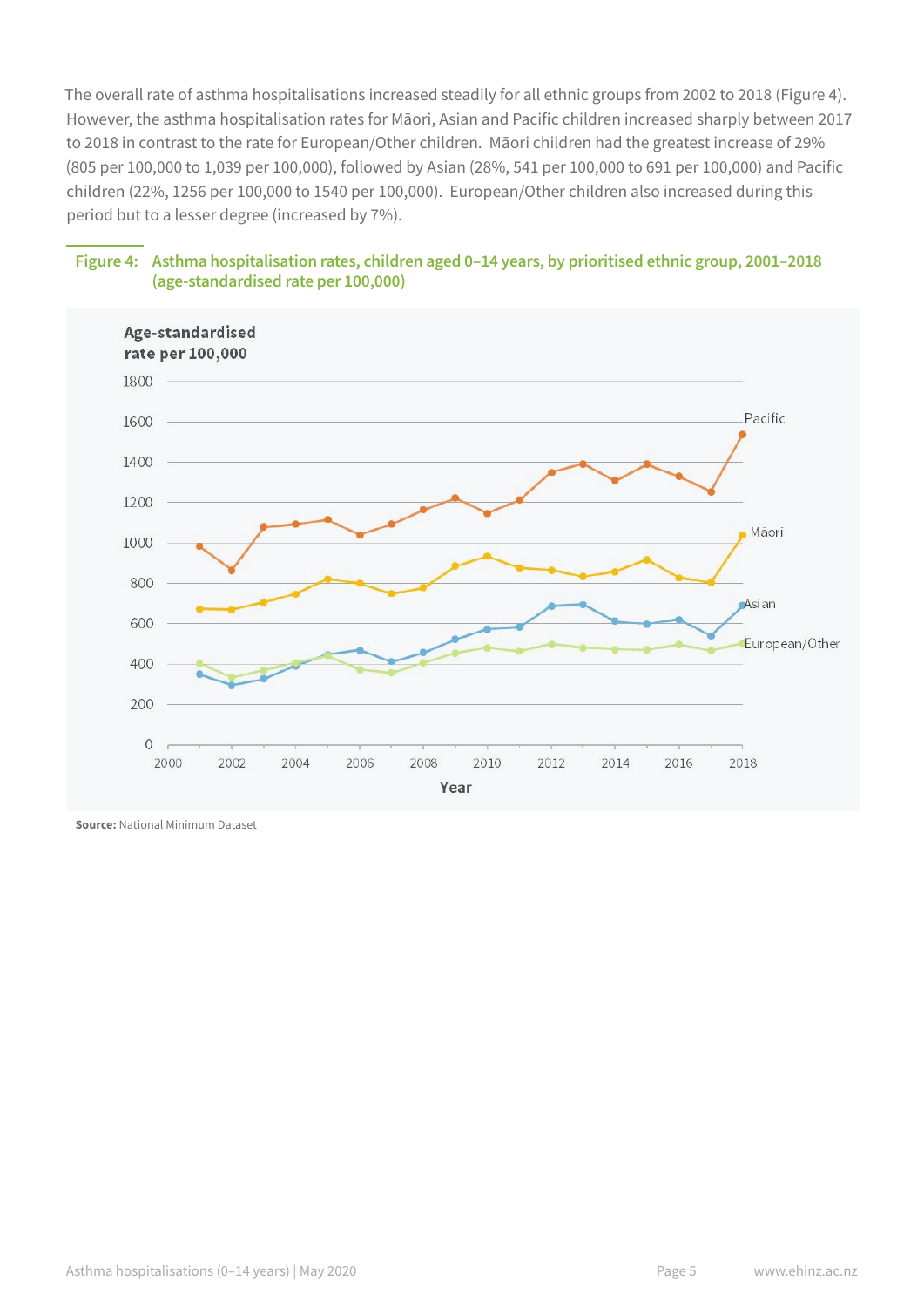The overall rate of asthma hospitalisations increased steadily for all ethnic groups from 2002 to 2018 (Figure 4). However, the asthma hospitalisation rates for Māori, Asian and Pacific children increased sharply between 2017 to 2018 in contrast to the rate for European/Other children. Māori children had the greatest increase of 29% (805 per 100,000 to 1,039 per 100,000), followed by Asian (28%, 541 per 100,000 to 691 per 100,000) and Pacific children (22%, 1256 per 100,000 to 1540 per 100,000). European/Other children also increased during this period but to a lesser degree (increased by 7%).

**Figure 4: Asthma hospitalisation rates, children aged 0–14 years, by prioritised ethnic group, 2001–2018 (age-standardised rate per 100,000)**

**Source:** National Minimum Dataset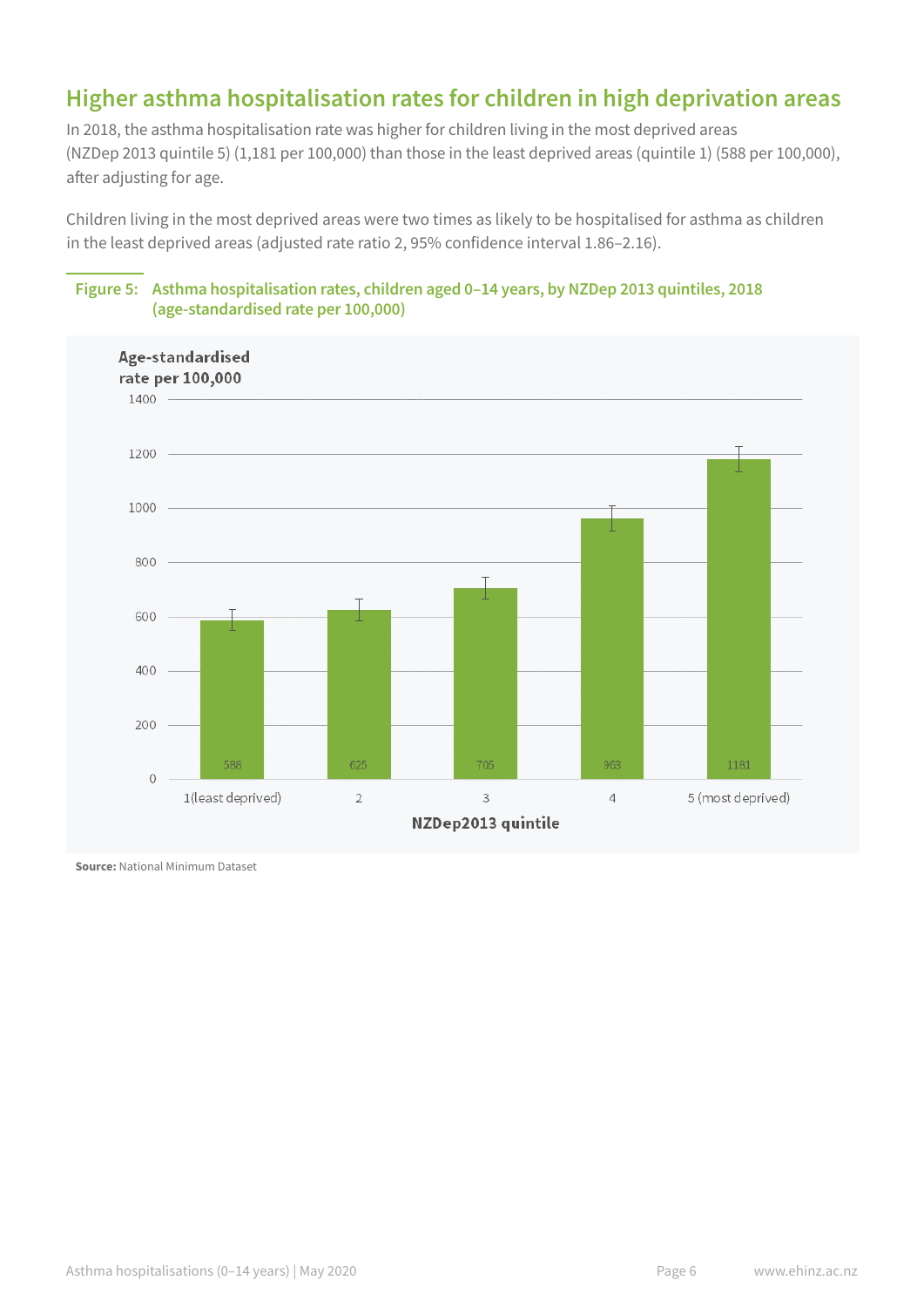## Higher asthma hospitalisation rates for children in high deprivation areas

In 2018, the asthma hospitalisation rate was higher for children living in the most deprived areas (NZDep 2013 quintile 5) (1,181 per 100,000) than those in the least deprived areas (quintile 1) (588 per 100,000), after adjusting for age.

Children living in the most deprived areas were two times as likely to be hospitalised for asthma as children in the least deprived areas (adjusted rate ratio 2, 95% confidence interval 1.86–2.16).

**Figure 5: Asthma hospitalisation rates, children aged 0–14 years, by NZDep 2013 quintiles, 2018 (age-standardised rate per 100,000)**

| NZDep2013 quintile | Age-standardised rate per 100,000 |
|---|---|
| 1 (least deprived) | 588 |
| 2 | 625 |
| 3 | 705 |
| 4 | 963 |
| 5 (most deprived) | 1181 |

**Source:** National Minimum Dataset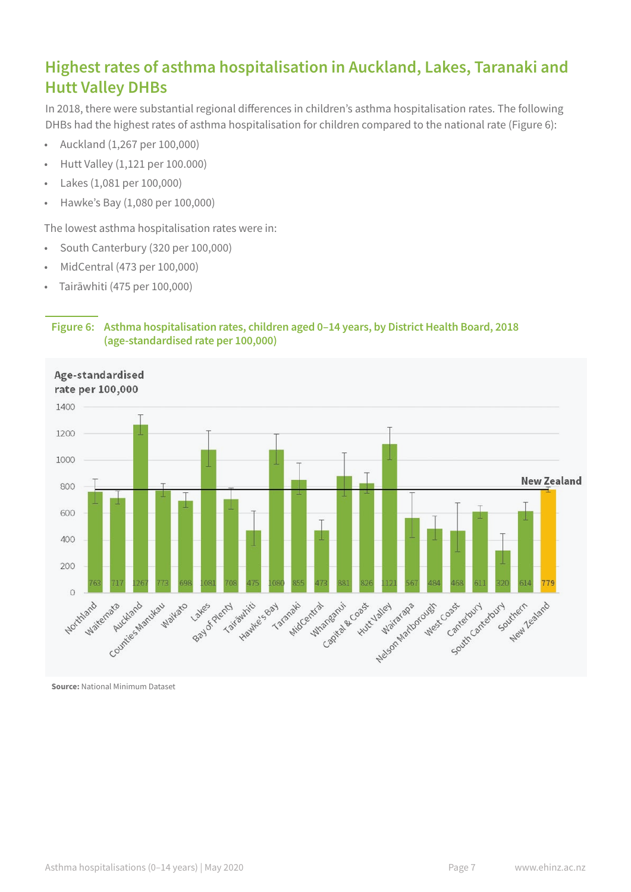## Highest rates of asthma hospitalisation in Auckland, Lakes, Taranaki and Hutt Valley DHBs

In 2018, there were substantial regional differences in children's asthma hospitalisation rates. The following DHBs had the highest rates of asthma hospitalisation for children compared to the national rate (Figure 6):

- Auckland (1,267 per 100,000)
- Hutt Valley (1,121 per 100.000)
- Lakes (1,081 per 100,000)
- Hawke's Bay (1,080 per 100,000)

The lowest asthma hospitalisation rates were in:

- South Canterbury (320 per 100,000)
- MidCentral (473 per 100,000)
- Tairāwhiti (475 per 100,000)

**Figure 6: Asthma hospitalisation rates, children aged 0–14 years, by District Health Board, 2018 (age-standardised rate per 100,000)**

| District Health Board | Age-standardised rate per 100,000 |
|---|---|
| Northland | 763 |
| Waitemata | 717 |
| Auckland | 1267 |
| Counties Manukau | 773 |
| Waikato | 698 |
| Lakes | 1081 |
| Bay of Plenty | 708 |
| Tairāwhiti | 475 |
| Hawke's Bay | 1080 |
| Taranaki | 855 |
| MidCentral | 473 |
| Whanganui | 881 |
| Capital & Coast | 826 |
| Hutt Valley | 1121 |
| Wairarapa | 567 |
| Nelson Marlborough | 484 |
| West Coast | 468 |
| Canterbury | 611 |
| South Canterbury | 320 |
| Southern | 614 |
| New Zealand | 779 |

**Source:** National Minimum Dataset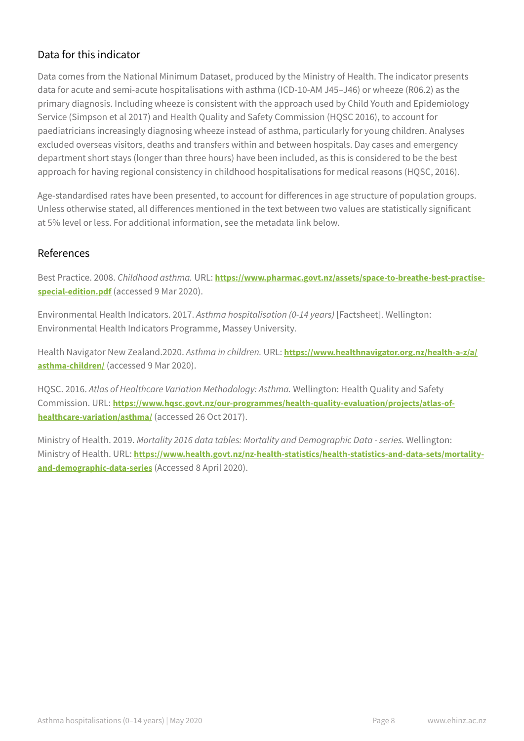## Data for this indicator

Data comes from the National Minimum Dataset, produced by the Ministry of Health. The indicator presents data for acute and semi-acute hospitalisations with asthma (ICD-10-AM J45–J46) or wheeze (R06.2) as the primary diagnosis. Including wheeze is consistent with the approach used by Child Youth and Epidemiology Service (Simpson et al 2017) and Health Quality and Safety Commission (HQSC 2016), to account for paediatricians increasingly diagnosing wheeze instead of asthma, particularly for young children. Analyses excluded overseas visitors, deaths and transfers within and between hospitals. Day cases and emergency department short stays (longer than three hours) have been included, as this is considered to be the best approach for having regional consistency in childhood hospitalisations for medical reasons (HQSC, 2016).

Age-standardised rates have been presented, to account for differences in age structure of population groups. Unless otherwise stated, all differences mentioned in the text between two values are statistically significant at 5% level or less. For additional information, see the metadata link below.

## References

Best Practice. 2008. *Childhood asthma.* URL: **https://www.pharmac.govt.nz/assets/space-to-breathe-best-practise-special-edition.pdf** (accessed 9 Mar 2020).

Environmental Health Indicators. 2017. *Asthma hospitalisation (0-14 years)* [Factsheet]. Wellington: Environmental Health Indicators Programme, Massey University.

Health Navigator New Zealand.2020. *Asthma in children.* URL: **https://www.healthnavigator.org.nz/health-a-z/a/asthma-children/** (accessed 9 Mar 2020).

HQSC. 2016. *Atlas of Healthcare Variation Methodology: Asthma.* Wellington: Health Quality and Safety Commission. URL: **https://www.hqsc.govt.nz/our-programmes/health-quality-evaluation/projects/atlas-of-healthcare-variation/asthma/** (accessed 26 Oct 2017).

Ministry of Health. 2019. *Mortality 2016 data tables: Mortality and Demographic Data - series.* Wellington: Ministry of Health. URL: **https://www.health.govt.nz/nz-health-statistics/health-statistics-and-data-sets/mortality-and-demographic-data-series** (Accessed 8 April 2020).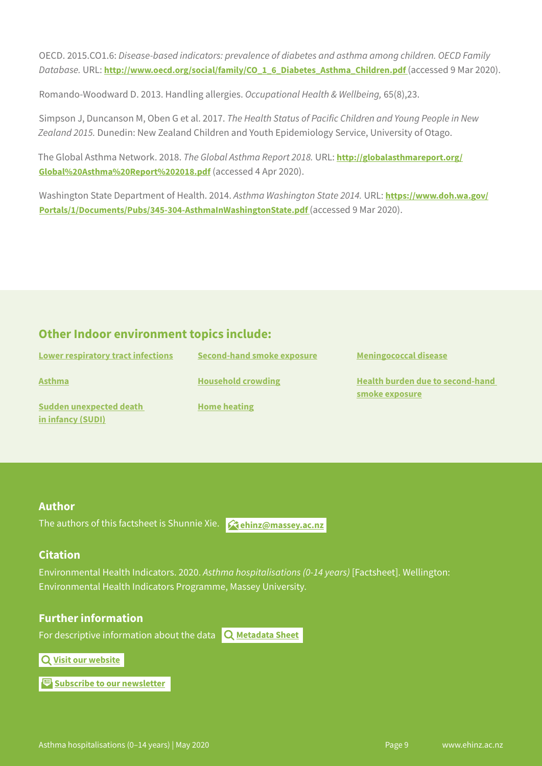OECD. 2015.CO1.6: *Disease-based indicators: prevalence of diabetes and asthma among children. OECD Family Database.* URL: **http://www.oecd.org/social/family/CO_1_6_Diabetes_Asthma_Children.pdf** (accessed 9 Mar 2020).

Romando-Woodward D. 2013. Handling allergies. *Occupational Health & Wellbeing,* 65(8),23.

Simpson J, Duncanson M, Oben G et al. 2017. *The Health Status of Pacific Children and Young People in New Zealand 2015.* Dunedin: New Zealand Children and Youth Epidemiology Service, University of Otago.

The Global Asthma Network. 2018. *The Global Asthma Report 2018.* URL: **http://globalasthmareport.org/Global%20Asthma%20Report%202018.pdf** (accessed 4 Apr 2020).

Washington State Department of Health. 2014. *Asthma Washington State 2014.* URL: **https://www.doh.wa.gov/Portals/1/Documents/Pubs/345-304-AsthmaInWashingtonState.pdf** (accessed 9 Mar 2020).

## Other Indoor environment topics include:

- **Lower respiratory tract infections**
- **Asthma**
- **Sudden unexpected death in infancy (SUDI)**
- **Second-hand smoke exposure**
- **Household crowding**
- **Home heating**
- **Meningococcal disease**
- **Health burden due to second-hand smoke exposure**

### Author

The authors of this factsheet is Shunnie Xie. **ehinz@massey.ac.nz**

### Citation

Environmental Health Indicators. 2020. *Asthma hospitalisations (0-14 years)* [Factsheet]. Wellington: Environmental Health Indicators Programme, Massey University.

### Further information

For descriptive information about the data **Metadata Sheet**

**Visit our website**

**Subscribe to our newsletter**